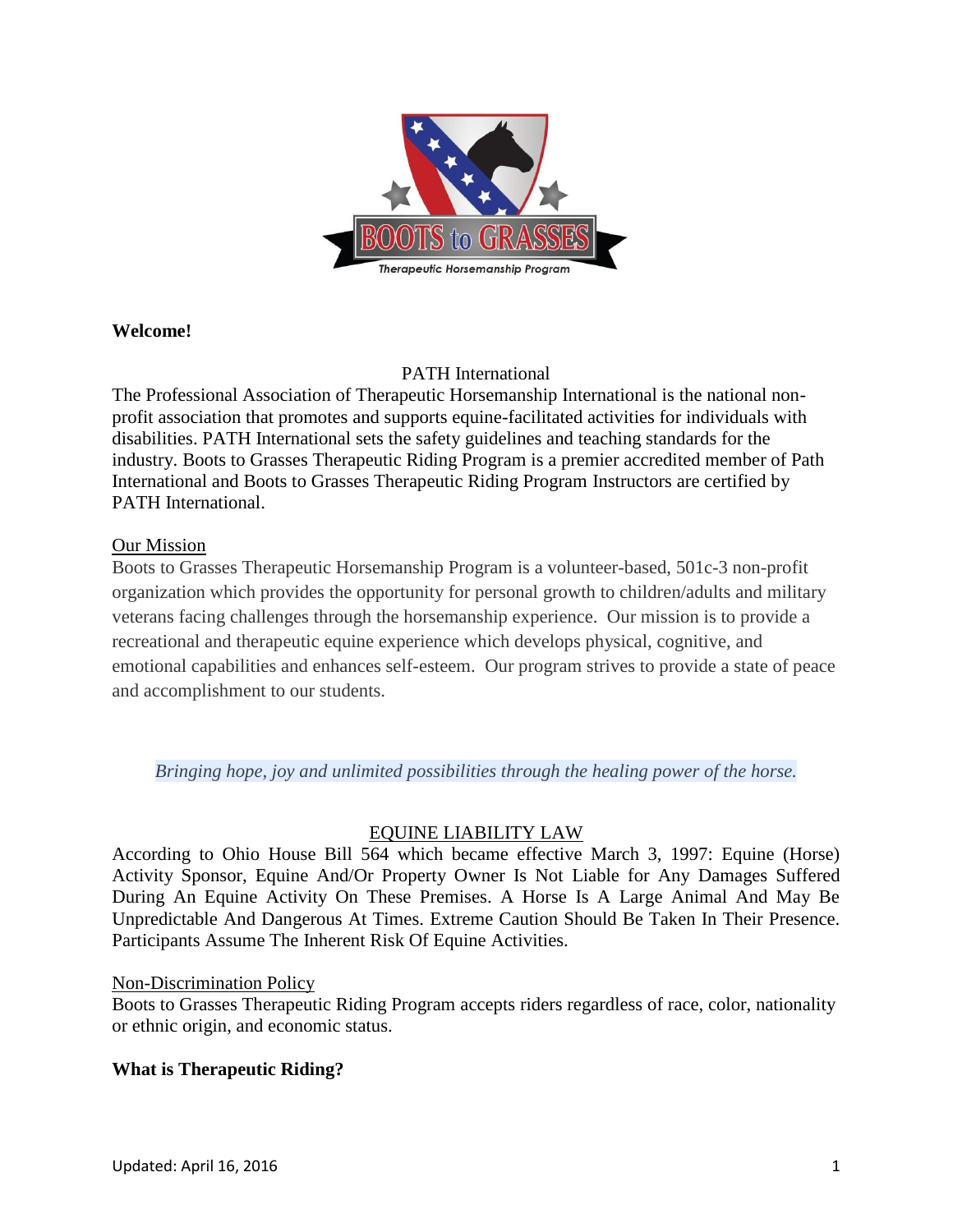**Welcome!**

PATH International

The Professional Association of Therapeutic Horsemanship International is the national non-profit association that promotes and supports equine-facilitated activities for individuals with disabilities. PATH International sets the safety guidelines and teaching standards for the industry. Boots to Grasses Therapeutic Riding Program is a premier accredited member of Path International and Boots to Grasses Therapeutic Riding Program Instructors are certified by PATH International.

Our Mission

Boots to Grasses Therapeutic Horsemanship Program is a volunteer-based, 501c-3 non-profit organization which provides the opportunity for personal growth to children/adults and military veterans facing challenges through the horsemanship experience. Our mission is to provide a recreational and therapeutic equine experience which develops physical, cognitive, and emotional capabilities and enhances self-esteem. Our program strives to provide a state of peace and accomplishment to our students.

*Bringing hope, joy and unlimited possibilities through the healing power of the horse.*

EQUINE LIABILITY LAW

According to Ohio House Bill 564 which became effective March 3, 1997: Equine (Horse) Activity Sponsor, Equine And/Or Property Owner Is Not Liable for Any Damages Suffered During An Equine Activity On These Premises. A Horse Is A Large Animal And May Be Unpredictable And Dangerous At Times. Extreme Caution Should Be Taken In Their Presence. Participants Assume The Inherent Risk Of Equine Activities.

Non-Discrimination Policy

Boots to Grasses Therapeutic Riding Program accepts riders regardless of race, color, nationality or ethnic origin, and economic status.

**What is Therapeutic Riding?**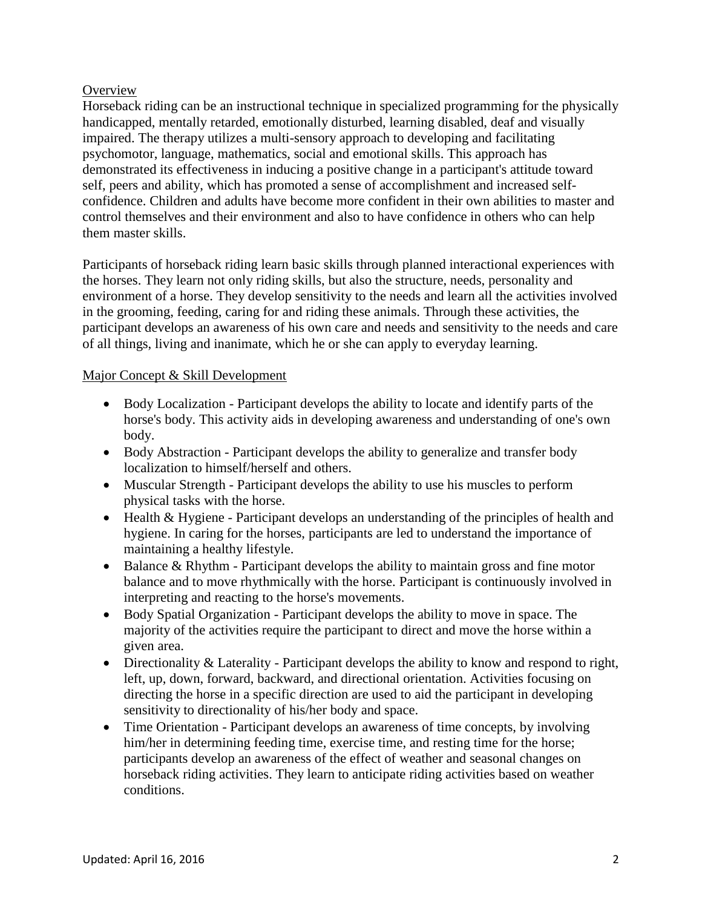## Overview

Horseback riding can be an instructional technique in specialized programming for the physically handicapped, mentally retarded, emotionally disturbed, learning disabled, deaf and visually impaired. The therapy utilizes a multi-sensory approach to developing and facilitating psychomotor, language, mathematics, social and emotional skills. This approach has demonstrated its effectiveness in inducing a positive change in a participant's attitude toward self, peers and ability, which has promoted a sense of accomplishment and increased self-confidence. Children and adults have become more confident in their own abilities to master and control themselves and their environment and also to have confidence in others who can help them master skills.

Participants of horseback riding learn basic skills through planned interactional experiences with the horses. They learn not only riding skills, but also the structure, needs, personality and environment of a horse. They develop sensitivity to the needs and learn all the activities involved in the grooming, feeding, caring for and riding these animals. Through these activities, the participant develops an awareness of his own care and needs and sensitivity to the needs and care of all things, living and inanimate, which he or she can apply to everyday learning.

## Major Concept & Skill Development

- Body Localization - Participant develops the ability to locate and identify parts of the horse's body. This activity aids in developing awareness and understanding of one's own body.
- Body Abstraction - Participant develops the ability to generalize and transfer body localization to himself/herself and others.
- Muscular Strength - Participant develops the ability to use his muscles to perform physical tasks with the horse.
- Health & Hygiene - Participant develops an understanding of the principles of health and hygiene. In caring for the horses, participants are led to understand the importance of maintaining a healthy lifestyle.
- Balance & Rhythm - Participant develops the ability to maintain gross and fine motor balance and to move rhythmically with the horse. Participant is continuously involved in interpreting and reacting to the horse's movements.
- Body Spatial Organization - Participant develops the ability to move in space. The majority of the activities require the participant to direct and move the horse within a given area.
- Directionality & Laterality - Participant develops the ability to know and respond to right, left, up, down, forward, backward, and directional orientation. Activities focusing on directing the horse in a specific direction are used to aid the participant in developing sensitivity to directionality of his/her body and space.
- Time Orientation - Participant develops an awareness of time concepts, by involving him/her in determining feeding time, exercise time, and resting time for the horse; participants develop an awareness of the effect of weather and seasonal changes on horseback riding activities. They learn to anticipate riding activities based on weather conditions.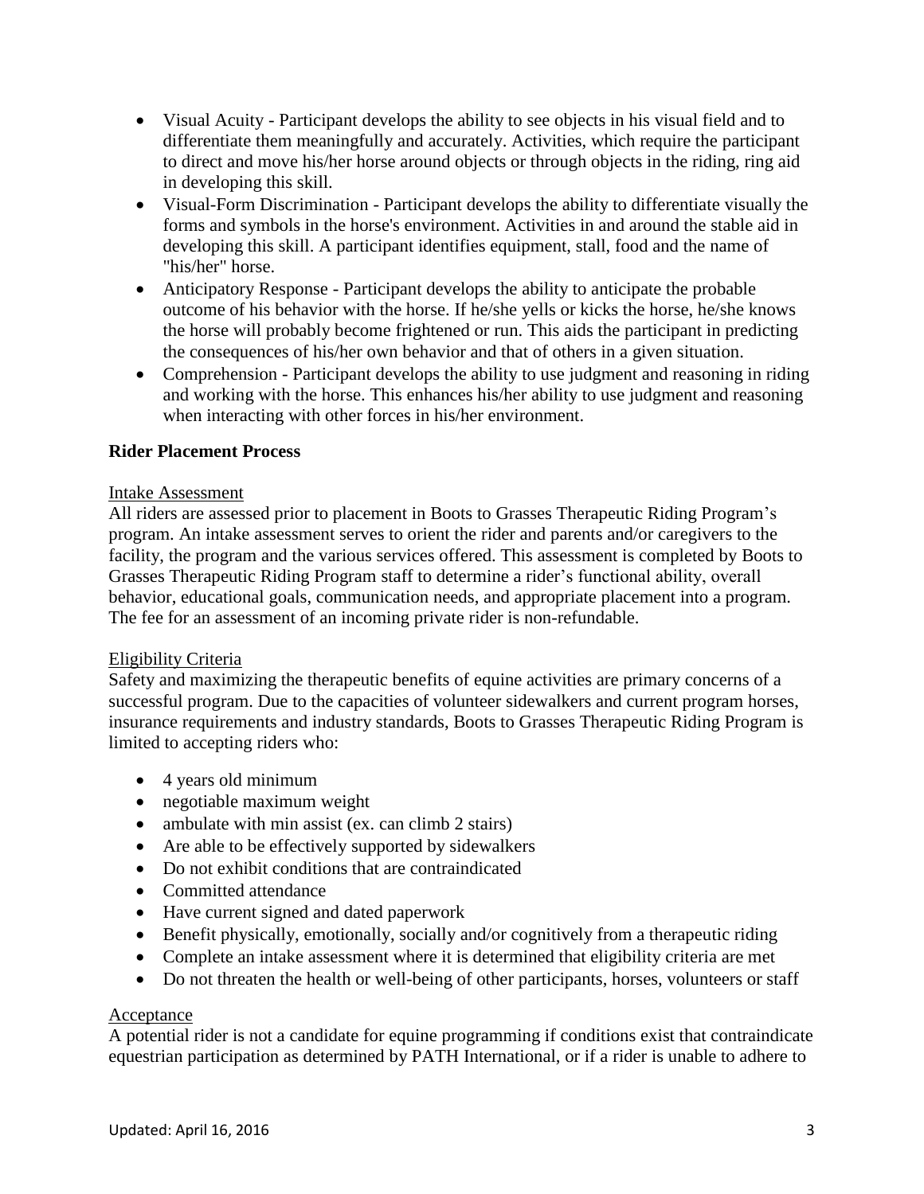- Visual Acuity - Participant develops the ability to see objects in his visual field and to differentiate them meaningfully and accurately. Activities, which require the participant to direct and move his/her horse around objects or through objects in the riding, ring aid in developing this skill.
- Visual-Form Discrimination - Participant develops the ability to differentiate visually the forms and symbols in the horse's environment. Activities in and around the stable aid in developing this skill. A participant identifies equipment, stall, food and the name of "his/her" horse.
- Anticipatory Response - Participant develops the ability to anticipate the probable outcome of his behavior with the horse. If he/she yells or kicks the horse, he/she knows the horse will probably become frightened or run. This aids the participant in predicting the consequences of his/her own behavior and that of others in a given situation.
- Comprehension - Participant develops the ability to use judgment and reasoning in riding and working with the horse. This enhances his/her ability to use judgment and reasoning when interacting with other forces in his/her environment.

**Rider Placement Process**

Intake Assessment

All riders are assessed prior to placement in Boots to Grasses Therapeutic Riding Program's program. An intake assessment serves to orient the rider and parents and/or caregivers to the facility, the program and the various services offered. This assessment is completed by Boots to Grasses Therapeutic Riding Program staff to determine a rider's functional ability, overall behavior, educational goals, communication needs, and appropriate placement into a program. The fee for an assessment of an incoming private rider is non-refundable.

Eligibility Criteria

Safety and maximizing the therapeutic benefits of equine activities are primary concerns of a successful program. Due to the capacities of volunteer sidewalkers and current program horses, insurance requirements and industry standards, Boots to Grasses Therapeutic Riding Program is limited to accepting riders who:

- 4 years old minimum
- negotiable maximum weight
- ambulate with min assist (ex. can climb 2 stairs)
- Are able to be effectively supported by sidewalkers
- Do not exhibit conditions that are contraindicated
- Committed attendance
- Have current signed and dated paperwork
- Benefit physically, emotionally, socially and/or cognitively from a therapeutic riding
- Complete an intake assessment where it is determined that eligibility criteria are met
- Do not threaten the health or well-being of other participants, horses, volunteers or staff

Acceptance

A potential rider is not a candidate for equine programming if conditions exist that contraindicate equestrian participation as determined by PATH International, or if a rider is unable to adhere to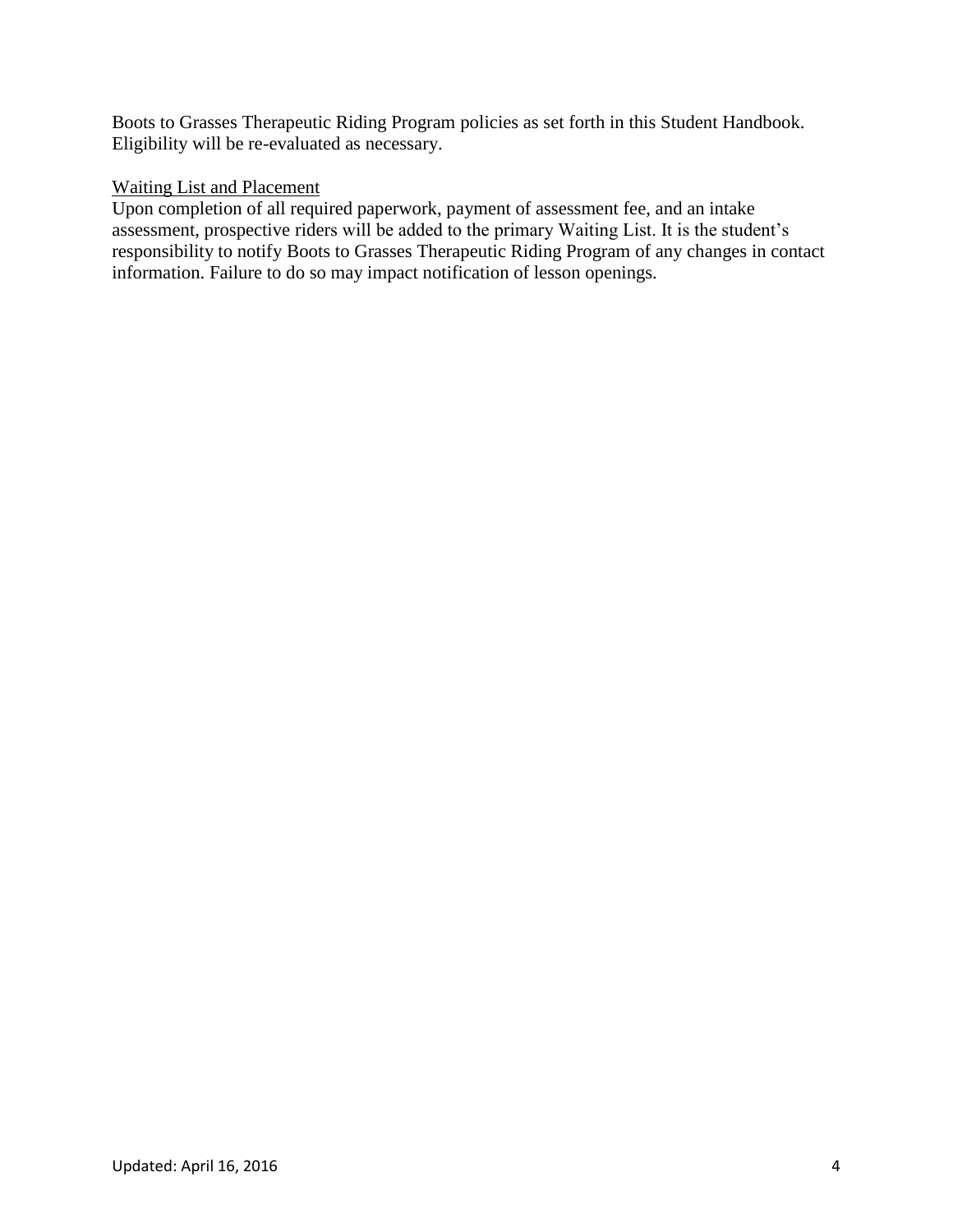Boots to Grasses Therapeutic Riding Program policies as set forth in this Student Handbook. Eligibility will be re-evaluated as necessary.

## Waiting List and Placement

Upon completion of all required paperwork, payment of assessment fee, and an intake assessment, prospective riders will be added to the primary Waiting List. It is the student's responsibility to notify Boots to Grasses Therapeutic Riding Program of any changes in contact information. Failure to do so may impact notification of lesson openings.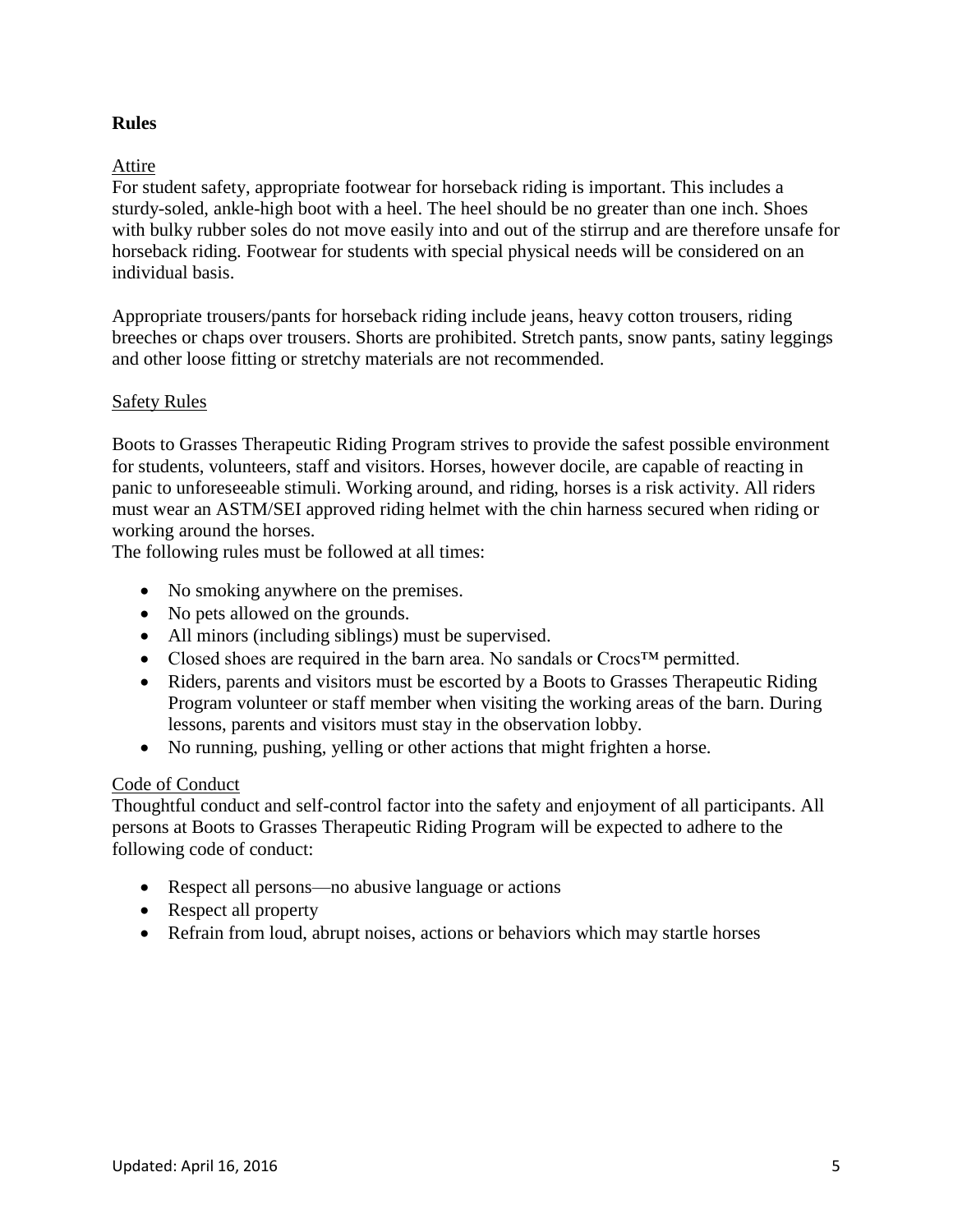## Rules

### Attire

For student safety, appropriate footwear for horseback riding is important. This includes a sturdy-soled, ankle-high boot with a heel. The heel should be no greater than one inch. Shoes with bulky rubber soles do not move easily into and out of the stirrup and are therefore unsafe for horseback riding. Footwear for students with special physical needs will be considered on an individual basis.

Appropriate trousers/pants for horseback riding include jeans, heavy cotton trousers, riding breeches or chaps over trousers. Shorts are prohibited. Stretch pants, snow pants, satiny leggings and other loose fitting or stretchy materials are not recommended.

### Safety Rules

Boots to Grasses Therapeutic Riding Program strives to provide the safest possible environment for students, volunteers, staff and visitors. Horses, however docile, are capable of reacting in panic to unforeseeable stimuli. Working around, and riding, horses is a risk activity. All riders must wear an ASTM/SEI approved riding helmet with the chin harness secured when riding or working around the horses.

The following rules must be followed at all times:

- No smoking anywhere on the premises.
- No pets allowed on the grounds.
- All minors (including siblings) must be supervised.
- Closed shoes are required in the barn area. No sandals or Crocs™ permitted.
- Riders, parents and visitors must be escorted by a Boots to Grasses Therapeutic Riding Program volunteer or staff member when visiting the working areas of the barn. During lessons, parents and visitors must stay in the observation lobby.
- No running, pushing, yelling or other actions that might frighten a horse.

### Code of Conduct

Thoughtful conduct and self-control factor into the safety and enjoyment of all participants. All persons at Boots to Grasses Therapeutic Riding Program will be expected to adhere to the following code of conduct:

- Respect all persons—no abusive language or actions
- Respect all property
- Refrain from loud, abrupt noises, actions or behaviors which may startle horses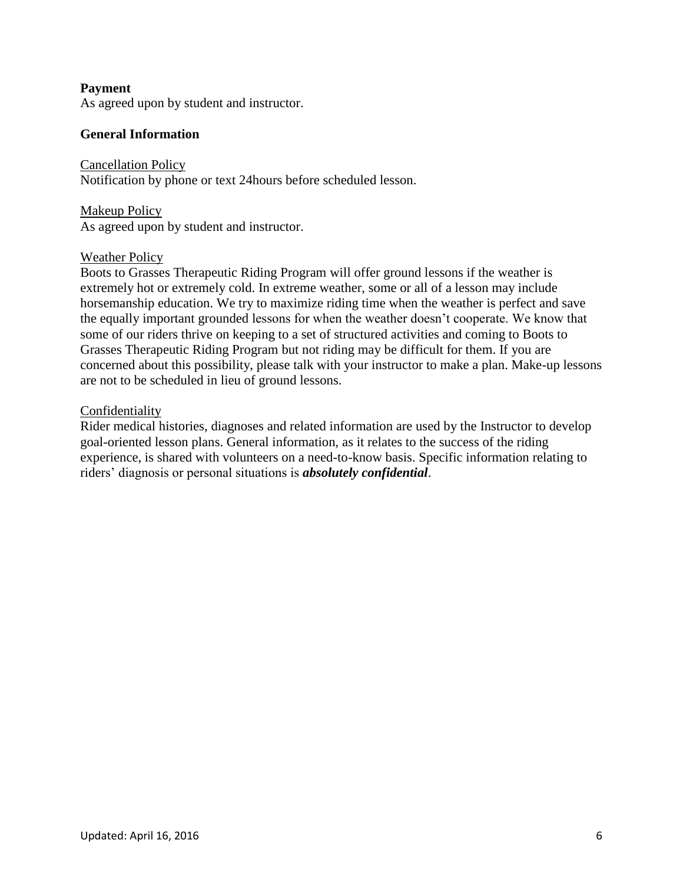**Payment**

As agreed upon by student and instructor.

**General Information**

<u>Cancellation Policy</u>

Notification by phone or text 24hours before scheduled lesson.

<u>Makeup Policy</u>

As agreed upon by student and instructor.

<u>Weather Policy</u>

Boots to Grasses Therapeutic Riding Program will offer ground lessons if the weather is extremely hot or extremely cold. In extreme weather, some or all of a lesson may include horsemanship education. We try to maximize riding time when the weather is perfect and save the equally important grounded lessons for when the weather doesn't cooperate. We know that some of our riders thrive on keeping to a set of structured activities and coming to Boots to Grasses Therapeutic Riding Program but not riding may be difficult for them. If you are concerned about this possibility, please talk with your instructor to make a plan. Make-up lessons are not to be scheduled in lieu of ground lessons.

<u>Confidentiality</u>

Rider medical histories, diagnoses and related information are used by the Instructor to develop goal-oriented lesson plans. General information, as it relates to the success of the riding experience, is shared with volunteers on a need-to-know basis. Specific information relating to riders' diagnosis or personal situations is ***absolutely confidential***.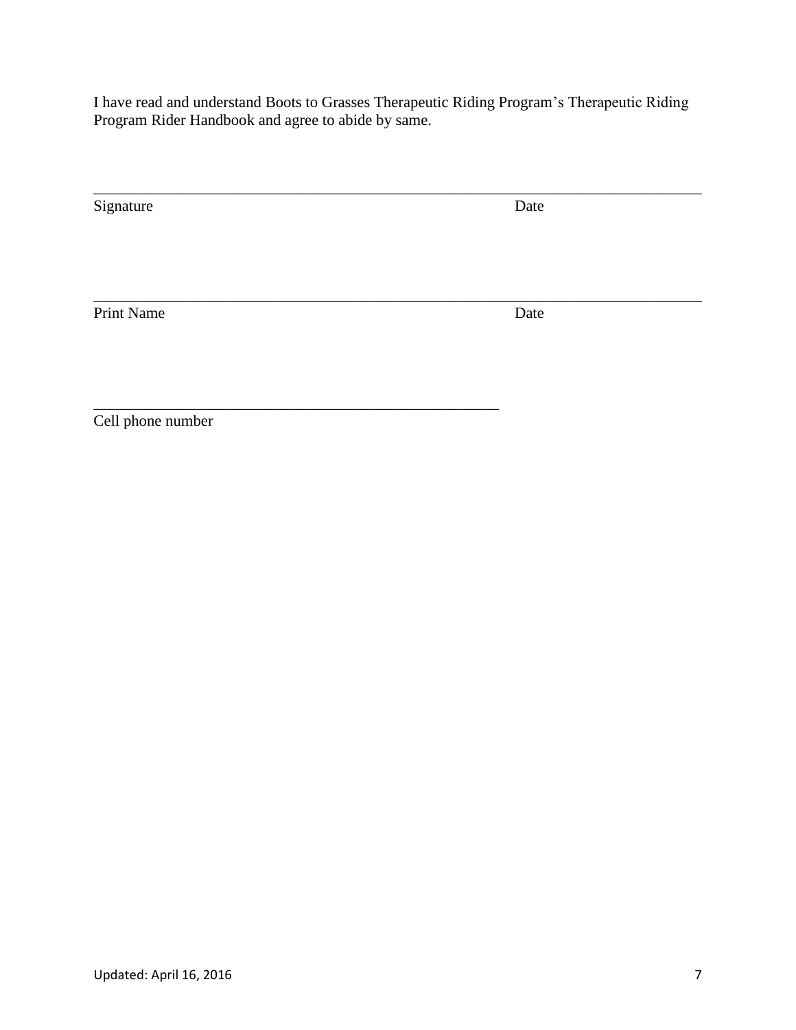I have read and understand Boots to Grasses Therapeutic Riding Program's Therapeutic Riding Program Rider Handbook and agree to abide by same.

\_\_\_\_\_\_\_\_\_\_\_\_\_\_\_\_\_\_\_\_\_\_\_\_\_\_\_\_\_\_\_\_\_\_\_\_\_\_\_\_\_\_\_\_\_\_\_\_\_\_\_\_\_\_\_\_\_\_\_\_\_\_\_\_\_\_\_\_\_\_\_\_\_\_

Signature Date

\_\_\_\_\_\_\_\_\_\_\_\_\_\_\_\_\_\_\_\_\_\_\_\_\_\_\_\_\_\_\_\_\_\_\_\_\_\_\_\_\_\_\_\_\_\_\_\_\_\_\_\_\_\_\_\_\_\_\_\_\_\_\_\_\_\_\_\_\_\_\_\_\_\_

Print Name Date

\_\_\_\_\_\_\_\_\_\_\_\_\_\_\_\_\_\_\_\_\_\_\_\_\_\_\_\_\_\_\_\_\_\_\_\_\_\_\_\_\_\_\_\_\_\_\_\_

Cell phone number

Updated: April 16, 2016